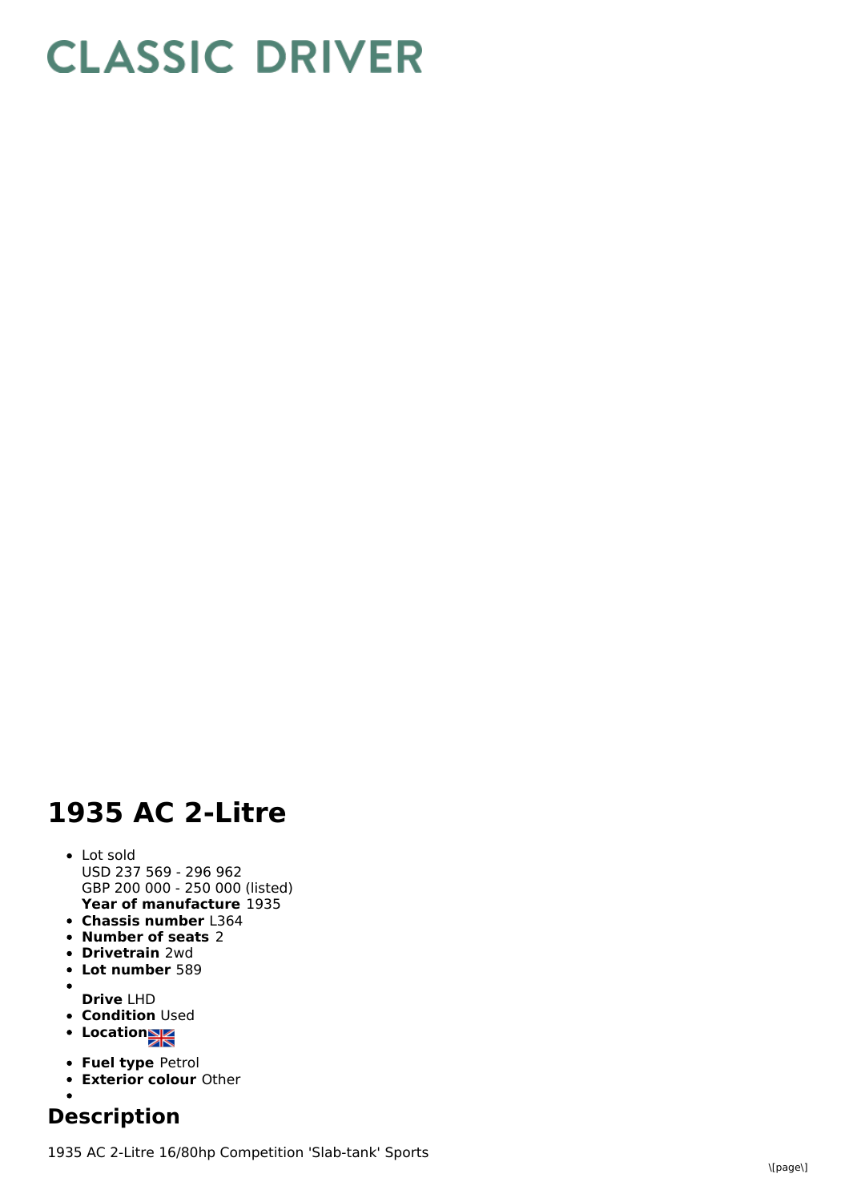# CLASSIC DRIVER

# 1935 AC 2-Litre

- Lot sold
  USD 237 569 - 296 962
  GBP 200 000 - 250 000 (listed)
  **Year of manufacture** 1935
- **Chassis number** L364
- **Number of seats** 2
- **Drivetrain** 2wd
- **Lot number** 589
- 
  **Drive** LHD
- **Condition** Used
- **Location**
- **Fuel type** Petrol
- **Exterior colour** Other
- 

## Description

1935 AC 2-Litre 16/80hp Competition 'Slab-tank' Sports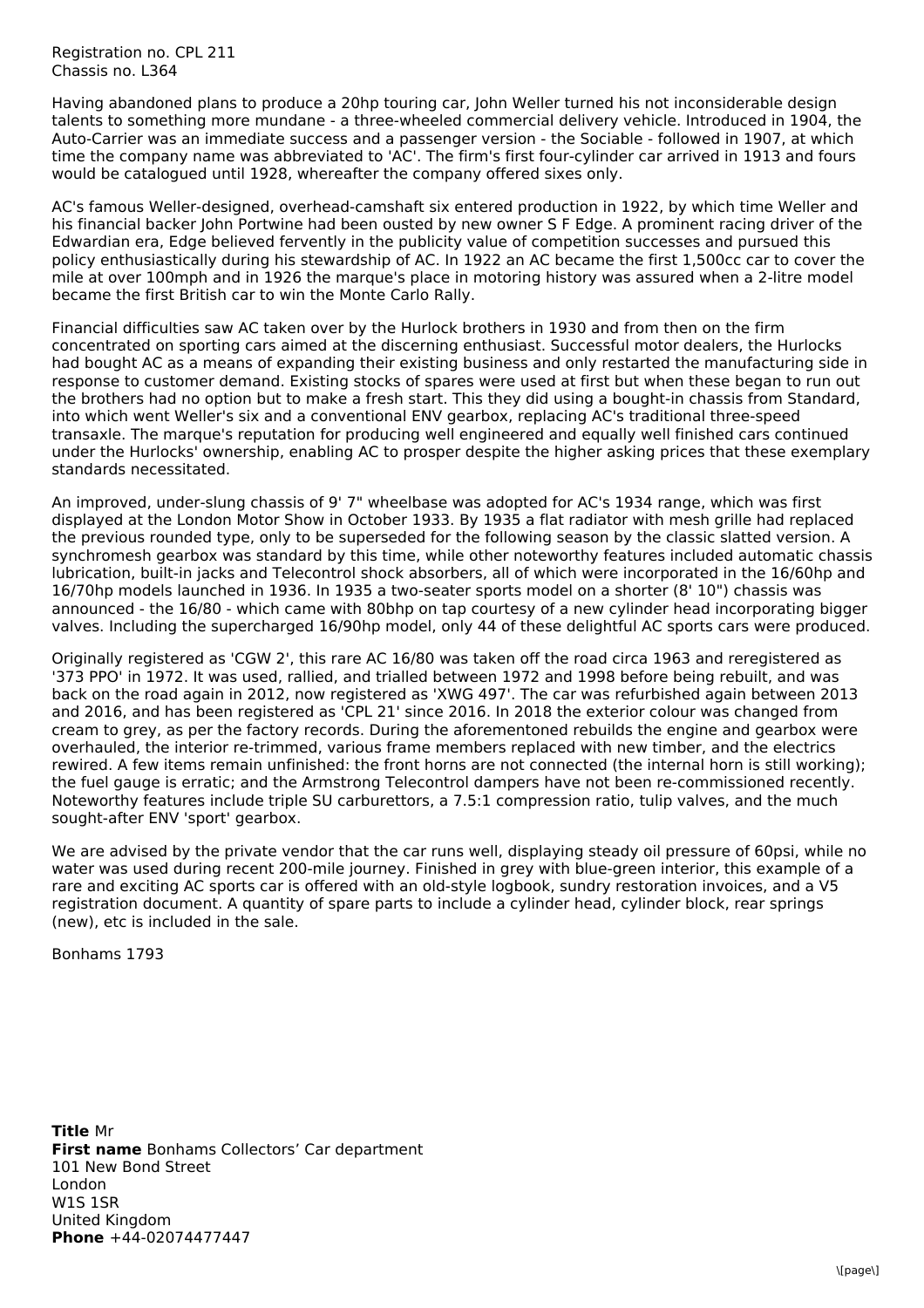Registration no. CPL 211
Chassis no. L364

Having abandoned plans to produce a 20hp touring car, John Weller turned his not inconsiderable design talents to something more mundane - a three-wheeled commercial delivery vehicle. Introduced in 1904, the Auto-Carrier was an immediate success and a passenger version - the Sociable - followed in 1907, at which time the company name was abbreviated to 'AC'. The firm's first four-cylinder car arrived in 1913 and fours would be catalogued until 1928, whereafter the company offered sixes only.

AC's famous Weller-designed, overhead-camshaft six entered production in 1922, by which time Weller and his financial backer John Portwine had been ousted by new owner S F Edge. A prominent racing driver of the Edwardian era, Edge believed fervently in the publicity value of competition successes and pursued this policy enthusiastically during his stewardship of AC. In 1922 an AC became the first 1,500cc car to cover the mile at over 100mph and in 1926 the marque's place in motoring history was assured when a 2-litre model became the first British car to win the Monte Carlo Rally.

Financial difficulties saw AC taken over by the Hurlock brothers in 1930 and from then on the firm concentrated on sporting cars aimed at the discerning enthusiast. Successful motor dealers, the Hurlocks had bought AC as a means of expanding their existing business and only restarted the manufacturing side in response to customer demand. Existing stocks of spares were used at first but when these began to run out the brothers had no option but to make a fresh start. This they did using a bought-in chassis from Standard, into which went Weller's six and a conventional ENV gearbox, replacing AC's traditional three-speed transaxle. The marque's reputation for producing well engineered and equally well finished cars continued under the Hurlocks' ownership, enabling AC to prosper despite the higher asking prices that these exemplary standards necessitated.

An improved, under-slung chassis of 9' 7" wheelbase was adopted for AC's 1934 range, which was first displayed at the London Motor Show in October 1933. By 1935 a flat radiator with mesh grille had replaced the previous rounded type, only to be superseded for the following season by the classic slatted version. A synchromesh gearbox was standard by this time, while other noteworthy features included automatic chassis lubrication, built-in jacks and Telecontrol shock absorbers, all of which were incorporated in the 16/60hp and 16/70hp models launched in 1936. In 1935 a two-seater sports model on a shorter (8' 10") chassis was announced - the 16/80 - which came with 80bhp on tap courtesy of a new cylinder head incorporating bigger valves. Including the supercharged 16/90hp model, only 44 of these delightful AC sports cars were produced.

Originally registered as 'CGW 2', this rare AC 16/80 was taken off the road circa 1963 and reregistered as '373 PPO' in 1972. It was used, rallied, and trialled between 1972 and 1998 before being rebuilt, and was back on the road again in 2012, now registered as 'XWG 497'. The car was refurbished again between 2013 and 2016, and has been registered as 'CPL 21' since 2016. In 2018 the exterior colour was changed from cream to grey, as per the factory records. During the aforementioned rebuilds the engine and gearbox were overhauled, the interior re-trimmed, various frame members replaced with new timber, and the electrics rewired. A few items remain unfinished: the front horns are not connected (the internal horn is still working); the fuel gauge is erratic; and the Armstrong Telecontrol dampers have not been re-commissioned recently. Noteworthy features include triple SU carburettors, a 7.5:1 compression ratio, tulip valves, and the much sought-after ENV 'sport' gearbox.

We are advised by the private vendor that the car runs well, displaying steady oil pressure of 60psi, while no water was used during recent 200-mile journey. Finished in grey with blue-green interior, this example of a rare and exciting AC sports car is offered with an old-style logbook, sundry restoration invoices, and a V5 registration document. A quantity of spare parts to include a cylinder head, cylinder block, rear springs (new), etc is included in the sale.

Bonhams 1793

**Title** Mr
**First name** Bonhams Collectors' Car department
101 New Bond Street
London
W1S 1SR
United Kingdom
**Phone** +44-02074477447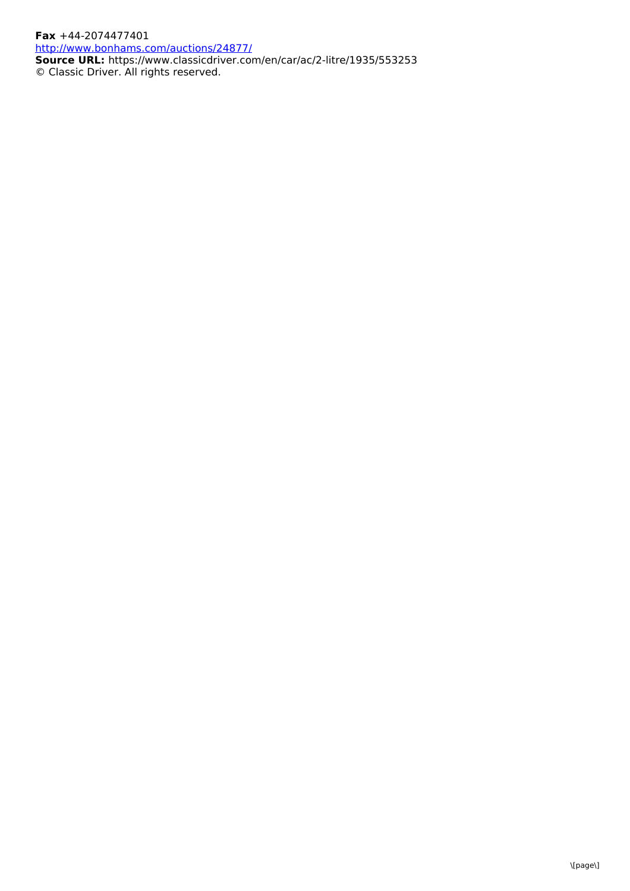**Fax** +44-2074477401
http://www.bonhams.com/auctions/24877/
**Source URL:** https://www.classicdriver.com/en/car/ac/2-litre/1935/553253
© Classic Driver. All rights reserved.